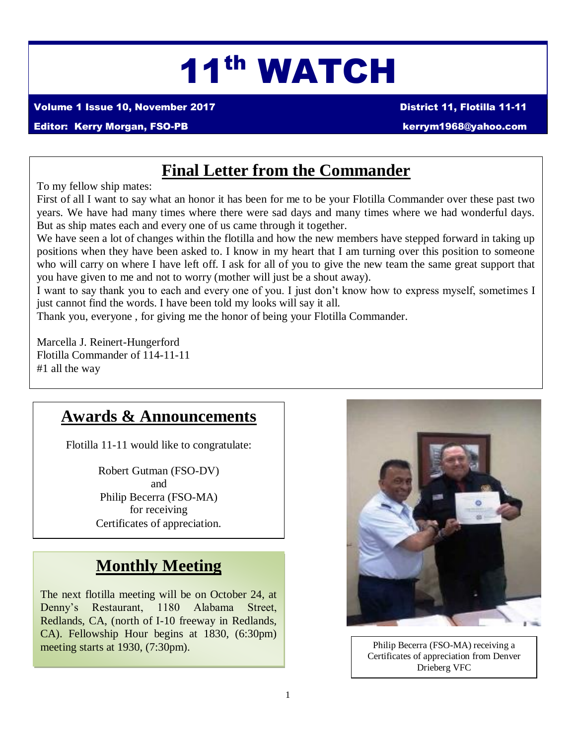# 11th WATCH

**Volume 1 Issue 10, November 2017** **District 11, Flotilla 11-11**

**Editor: Kerry Morgan, FSO-PB** **kerrym1968@yahoo.com**

## Final Letter from the Commander

To my fellow ship mates:

First of all I want to say what an honor it has been for me to be your Flotilla Commander over these past two years. We have had many times where there were sad days and many times where we had wonderful days. But as ship mates each and every one of us came through it together.

We have seen a lot of changes within the flotilla and how the new members have stepped forward in taking up positions when they have been asked to. I know in my heart that I am turning over this position to someone who will carry on where I have left off. I ask for all of you to give the new team the same great support that you have given to me and not to worry (mother will just be a shout away).

I want to say thank you to each and every one of you. I just don't know how to express myself, sometimes I just cannot find the words. I have been told my looks will say it all.

Thank you, everyone , for giving me the honor of being your Flotilla Commander.

Marcella J. Reinert-Hungerford
Flotilla Commander of 114-11-11
#1 all the way

## Awards & Announcements

Flotilla 11-11 would like to congratulate:

Robert Gutman (FSO-DV)
and
Philip Becerra (FSO-MA)
for receiving
Certificates of appreciation.

## Monthly Meeting

The next flotilla meeting will be on October 24, at Denny's Restaurant, 1180 Alabama Street, Redlands, CA, (north of I-10 freeway in Redlands, CA). Fellowship Hour begins at 1830, (6:30pm) meeting starts at 1930, (7:30pm).

Philip Becerra (FSO-MA) receiving a Certificates of appreciation from Denver Drieberg VFC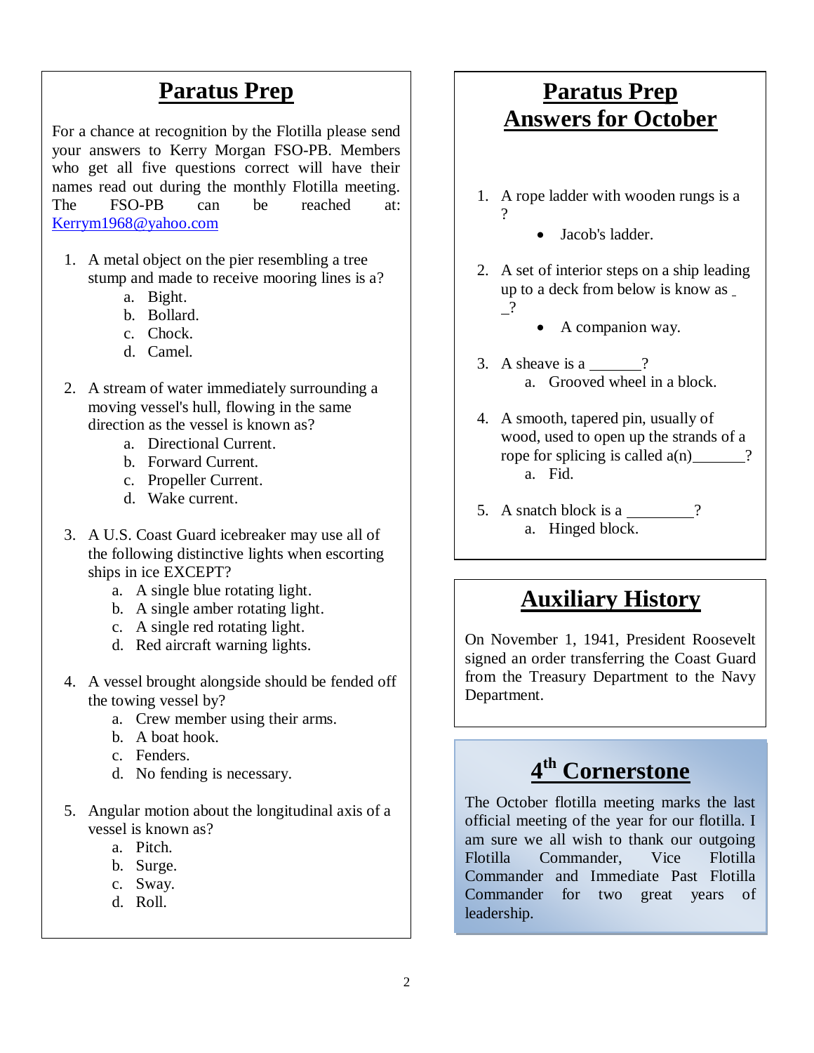## Paratus Prep

For a chance at recognition by the Flotilla please send your answers to Kerry Morgan FSO-PB. Members who get all five questions correct will have their names read out during the monthly Flotilla meeting. The FSO-PB can be reached at: Kerrym1968@yahoo.com

1. A metal object on the pier resembling a tree stump and made to receive mooring lines is a?
   a. Bight.
   b. Bollard.
   c. Chock.
   d. Camel.

2. A stream of water immediately surrounding a moving vessel's hull, flowing in the same direction as the vessel is known as?
   a. Directional Current.
   b. Forward Current.
   c. Propeller Current.
   d. Wake current.

3. A U.S. Coast Guard icebreaker may use all of the following distinctive lights when escorting ships in ice EXCEPT?
   a. A single blue rotating light.
   b. A single amber rotating light.
   c. A single red rotating light.
   d. Red aircraft warning lights.

4. A vessel brought alongside should be fended off the towing vessel by?
   a. Crew member using their arms.
   b. A boat hook.
   c. Fenders.
   d. No fending is necessary.

5. Angular motion about the longitudinal axis of a vessel is known as?
   a. Pitch.
   b. Surge.
   c. Sway.
   d. Roll.

## Paratus Prep Answers for October

1. A rope ladder with wooden rungs is a ?
   - Jacob's ladder.

2. A set of interior steps on a ship leading up to a deck from below is know as \_\_?
   - A companion way.

3. A sheave is a \_\_\_\_\_\_\_?
   a. Grooved wheel in a block.

4. A smooth, tapered pin, usually of wood, used to open up the strands of a rope for splicing is called a(n)\_\_\_\_\_\_\_?
   a. Fid.

5. A snatch block is a \_\_\_\_\_\_\_\_\_?
   a. Hinged block.

## Auxiliary History

On November 1, 1941, President Roosevelt signed an order transferring the Coast Guard from the Treasury Department to the Navy Department.

## 4th Cornerstone

The October flotilla meeting marks the last official meeting of the year for our flotilla. I am sure we all wish to thank our outgoing Flotilla Commander, Vice Flotilla Commander and Immediate Past Flotilla Commander for two great years of leadership.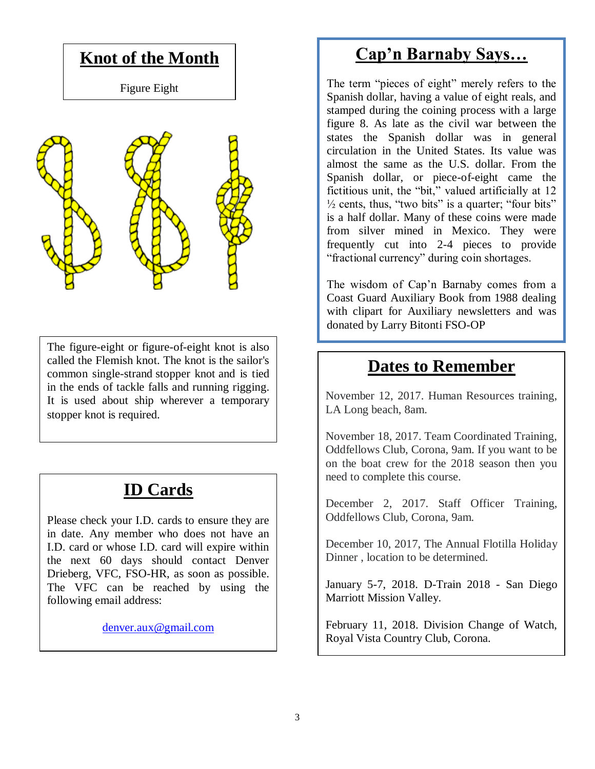## Knot of the Month

Figure Eight

The figure-eight or figure-of-eight knot is also called the Flemish knot. The knot is the sailor's common single-strand stopper knot and is tied in the ends of tackle falls and running rigging. It is used about ship wherever a temporary stopper knot is required.

## ID Cards

Please check your I.D. cards to ensure they are in date. Any member who does not have an I.D. card or whose I.D. card will expire within the next 60 days should contact Denver Drieberg, VFC, FSO-HR, as soon as possible. The VFC can be reached by using the following email address:

[denver.aux@gmail.com](mailto:denver.aux@gmail.com)

## Cap'n Barnaby Says…

The term "pieces of eight" merely refers to the Spanish dollar, having a value of eight reals, and stamped during the coining process with a large figure 8. As late as the civil war between the states the Spanish dollar was in general circulation in the United States. Its value was almost the same as the U.S. dollar. From the Spanish dollar, or piece-of-eight came the fictitious unit, the "bit," valued artificially at 12 ½ cents, thus, "two bits" is a quarter; "four bits" is a half dollar. Many of these coins were made from silver mined in Mexico. They were frequently cut into 2-4 pieces to provide "fractional currency" during coin shortages.

The wisdom of Cap'n Barnaby comes from a Coast Guard Auxiliary Book from 1988 dealing with clipart for Auxiliary newsletters and was donated by Larry Bitonti FSO-OP

## Dates to Remember

November 12, 2017. Human Resources training, LA Long beach, 8am.

November 18, 2017. Team Coordinated Training, Oddfellows Club, Corona, 9am. If you want to be on the boat crew for the 2018 season then you need to complete this course.

December 2, 2017. Staff Officer Training, Oddfellows Club, Corona, 9am.

December 10, 2017, The Annual Flotilla Holiday Dinner , location to be determined.

January 5-7, 2018. D-Train 2018 - San Diego Marriott Mission Valley.

February 11, 2018. Division Change of Watch, Royal Vista Country Club, Corona.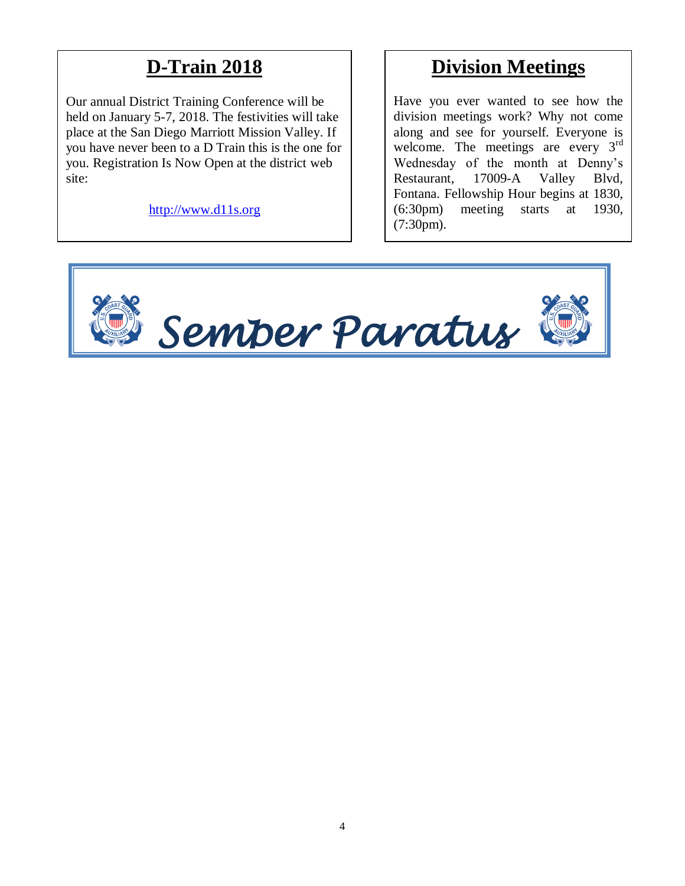## D-Train 2018

Our annual District Training Conference will be held on January 5-7, 2018. The festivities will take place at the San Diego Marriott Mission Valley. If you have never been to a D Train this is the one for you. Registration Is Now Open at the district web site:

http://www.d11s.org

## Division Meetings

Have you ever wanted to see how the division meetings work? Why not come along and see for yourself. Everyone is welcome. The meetings are every 3rd Wednesday of the month at Denny's Restaurant, 17009-A Valley Blvd, Fontana. Fellowship Hour begins at 1830, (6:30pm) meeting starts at 1930, (7:30pm).

*Semper Paratus*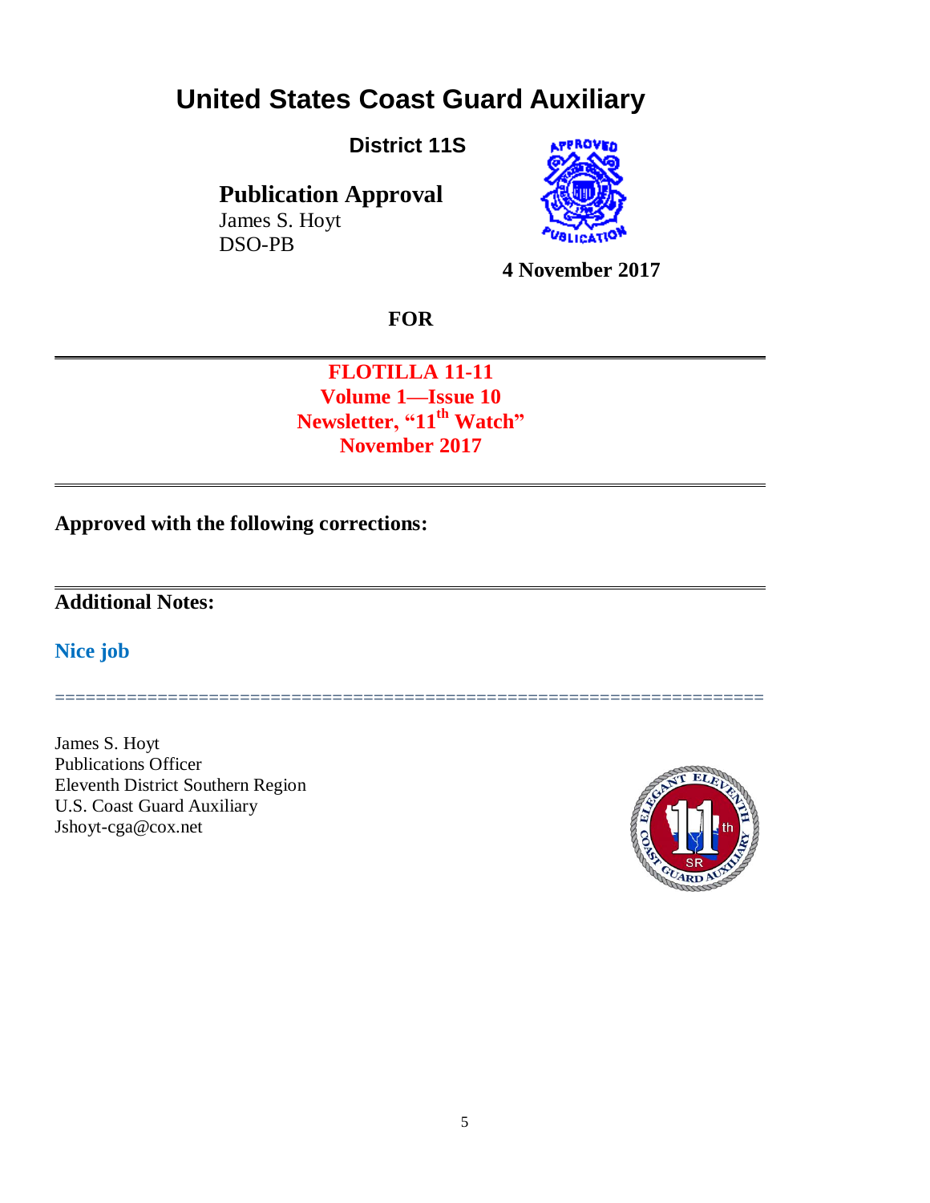# United States Coast Guard Auxiliary

**District 11S**

**Publication Approval**
James S. Hoyt
DSO-PB

**4 November 2017**

**FOR**

---

**FLOTILLA 11-11**
**Volume 1—Issue 10**
**Newsletter, "11th Watch"**
**November 2017**

---

**Approved with the following corrections:**

---

**Additional Notes:**

**Nice job**

==================================================================

James S. Hoyt
Publications Officer
Eleventh District Southern Region
U.S. Coast Guard Auxiliary
Jshoyt-cga@cox.net